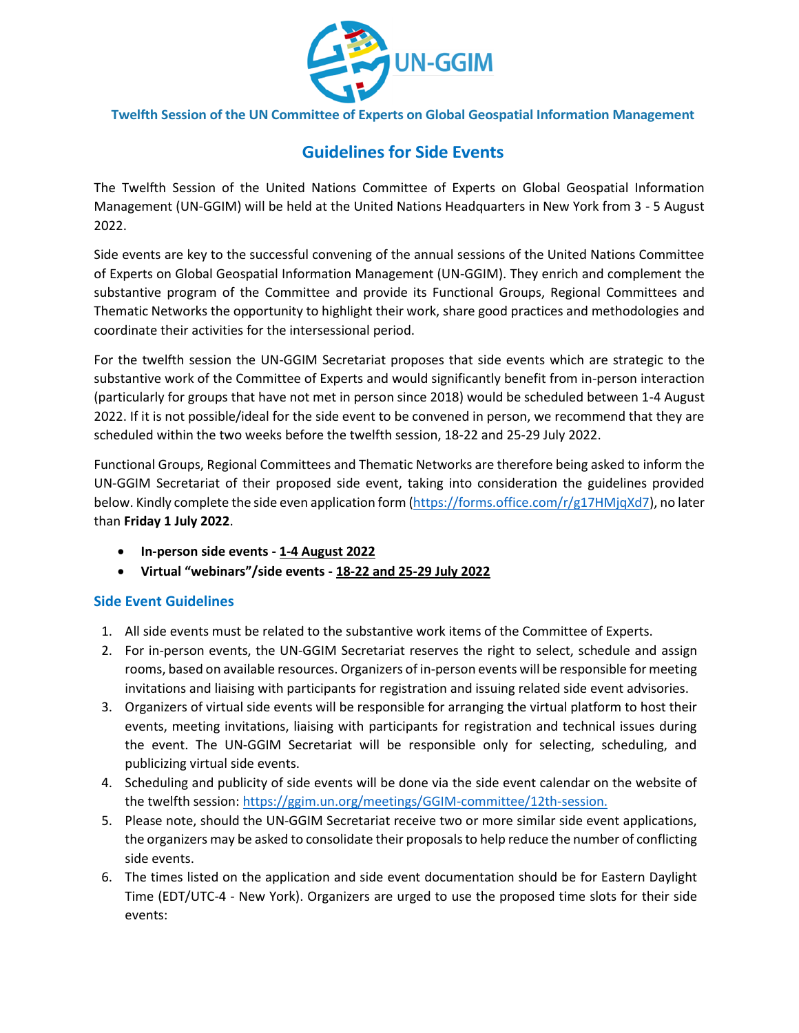UN-GGIM

**Twelfth Session of the UN Committee of Experts on Global Geospatial Information Management**

# Guidelines for Side Events

The Twelfth Session of the United Nations Committee of Experts on Global Geospatial Information Management (UN-GGIM) will be held at the United Nations Headquarters in New York from 3 - 5 August 2022.

Side events are key to the successful convening of the annual sessions of the United Nations Committee of Experts on Global Geospatial Information Management (UN-GGIM). They enrich and complement the substantive program of the Committee and provide its Functional Groups, Regional Committees and Thematic Networks the opportunity to highlight their work, share good practices and methodologies and coordinate their activities for the intersessional period.

For the twelfth session the UN-GGIM Secretariat proposes that side events which are strategic to the substantive work of the Committee of Experts and would significantly benefit from in-person interaction (particularly for groups that have not met in person since 2018) would be scheduled between 1-4 August 2022. If it is not possible/ideal for the side event to be convened in person, we recommend that they are scheduled within the two weeks before the twelfth session, 18-22 and 25-29 July 2022.

Functional Groups, Regional Committees and Thematic Networks are therefore being asked to inform the UN-GGIM Secretariat of their proposed side event, taking into consideration the guidelines provided below. Kindly complete the side even application form (https://forms.office.com/r/g17HMjqXd7), no later than **Friday 1 July 2022**.

- **In-person side events - 1-4 August 2022**
- **Virtual "webinars"/side events - 18-22 and 25-29 July 2022**

## Side Event Guidelines

1. All side events must be related to the substantive work items of the Committee of Experts.
2. For in-person events, the UN-GGIM Secretariat reserves the right to select, schedule and assign rooms, based on available resources. Organizers of in-person events will be responsible for meeting invitations and liaising with participants for registration and issuing related side event advisories.
3. Organizers of virtual side events will be responsible for arranging the virtual platform to host their events, meeting invitations, liaising with participants for registration and technical issues during the event. The UN-GGIM Secretariat will be responsible only for selecting, scheduling, and publicizing virtual side events.
4. Scheduling and publicity of side events will be done via the side event calendar on the website of the twelfth session: https://ggim.un.org/meetings/GGIM-committee/12th-session.
5. Please note, should the UN-GGIM Secretariat receive two or more similar side event applications, the organizers may be asked to consolidate their proposals to help reduce the number of conflicting side events.
6. The times listed on the application and side event documentation should be for Eastern Daylight Time (EDT/UTC-4 - New York). Organizers are urged to use the proposed time slots for their side events: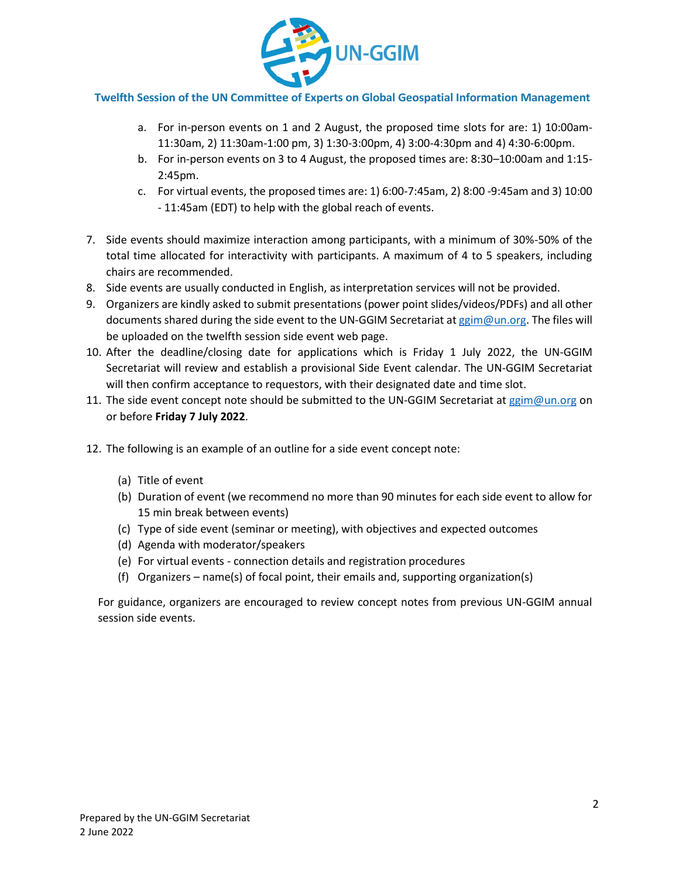a. For in-person events on 1 and 2 August, the proposed time slots for are: 1) 10:00am-11:30am, 2) 11:30am-1:00 pm, 3) 1:30-3:00pm, 4) 3:00-4:30pm and 4) 4:30-6:00pm.
b. For in-person events on 3 to 4 August, the proposed times are: 8:30–10:00am and 1:15-2:45pm.
c. For virtual events, the proposed times are: 1) 6:00-7:45am, 2) 8:00 -9:45am and 3) 10:00 - 11:45am (EDT) to help with the global reach of events.

7. Side events should maximize interaction among participants, with a minimum of 30%-50% of the total time allocated for interactivity with participants. A maximum of 4 to 5 speakers, including chairs are recommended.
8. Side events are usually conducted in English, as interpretation services will not be provided.
9. Organizers are kindly asked to submit presentations (power point slides/videos/PDFs) and all other documents shared during the side event to the UN-GGIM Secretariat at ggim@un.org. The files will be uploaded on the twelfth session side event web page.
10. After the deadline/closing date for applications which is Friday 1 July 2022, the UN-GGIM Secretariat will review and establish a provisional Side Event calendar. The UN-GGIM Secretariat will then confirm acceptance to requestors, with their designated date and time slot.
11. The side event concept note should be submitted to the UN-GGIM Secretariat at ggim@un.org on or before **Friday 7 July 2022**.

12. The following is an example of an outline for a side event concept note:

(a) Title of event
(b) Duration of event (we recommend no more than 90 minutes for each side event to allow for 15 min break between events)
(c) Type of side event (seminar or meeting), with objectives and expected outcomes
(d) Agenda with moderator/speakers
(e) For virtual events - connection details and registration procedures
(f) Organizers – name(s) of focal point, their emails and, supporting organization(s)

For guidance, organizers are encouraged to review concept notes from previous UN-GGIM annual session side events.

Prepared by the UN-GGIM Secretariat
2 June 2022